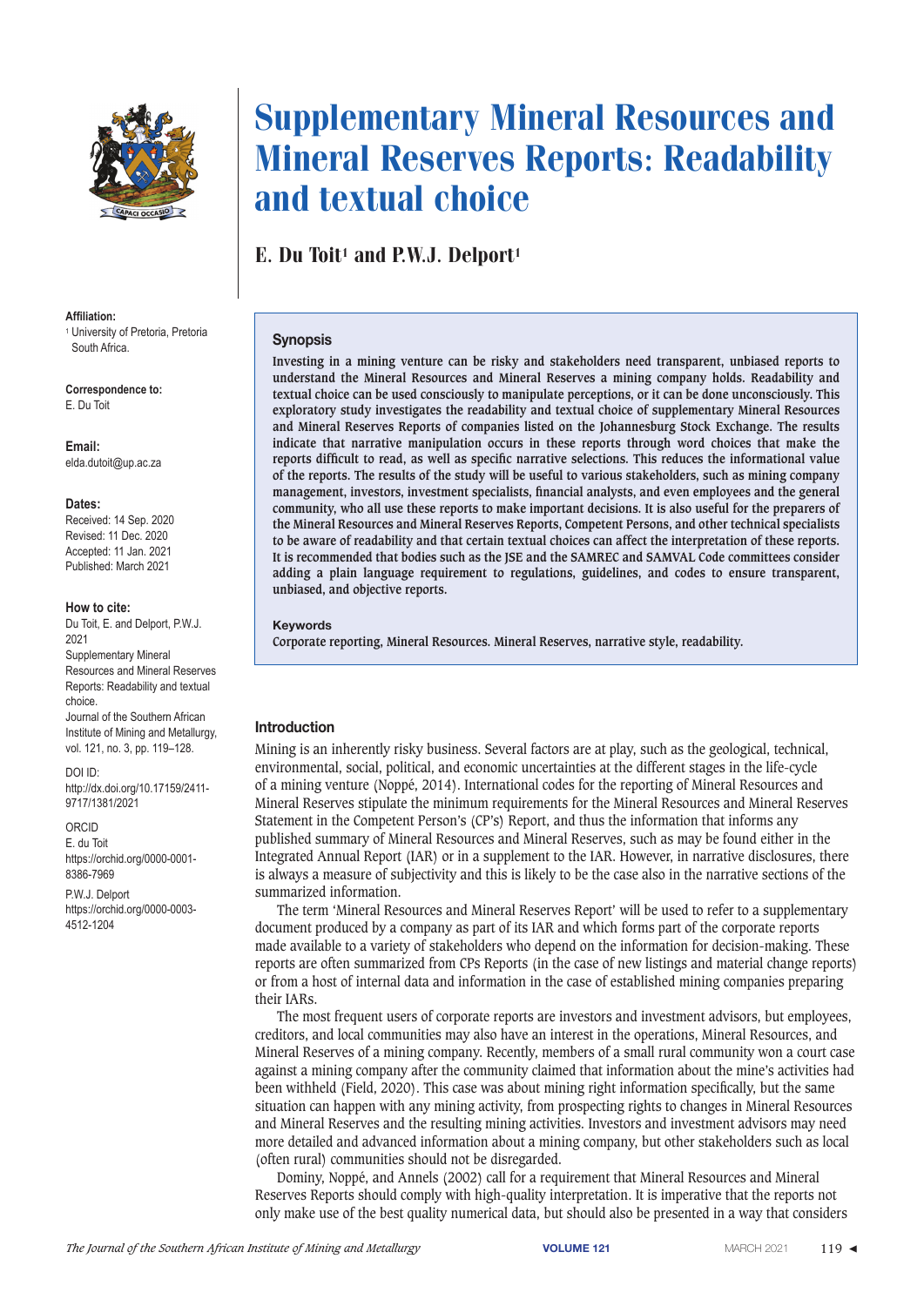# Supplementary Mineral Resources and Mineral Reserves Reports: Readability and textual choice

## E. Du Toit[1] and P.W.J. Delport[1]

**Affiliation:**
[1] University of Pretoria, Pretoria South Africa.

**Correspondence to:**
E. Du Toit

**Email:**
elda.dutoit@up.ac.za

**Dates:**
Received: 14 Sep. 2020
Revised: 11 Dec. 2020
Accepted: 11 Jan. 2021
Published: March 2021

**How to cite:**
Du Toit, E. and Delport, P.W.J. 2021 Supplementary Mineral Resources and Mineral Reserves Reports: Readability and textual choice. Journal of the Southern African Institute of Mining and Metallurgy, vol. 121, no. 3, pp. 119–128.

DOI ID:
http://dx.doi.org/10.17159/2411-9717/1381/2021

ORCID
E. du Toit
https://orchid.org/0000-0001-8386-7969
P.W.J. Delport
https://orchid.org/0000-0003-4512-1204

### Synopsis

**Investing in a mining venture can be risky and stakeholders need transparent, unbiased reports to understand the Mineral Resources and Mineral Reserves a mining company holds. Readability and textual choice can be used consciously to manipulate perceptions, or it can be done unconsciously. This exploratory study investigates the readability and textual choice of supplementary Mineral Resources and Mineral Reserves Reports of companies listed on the Johannesburg Stock Exchange. The results indicate that narrative manipulation occurs in these reports through word choices that make the reports difficult to read, as well as specific narrative selections. This reduces the informational value of the reports. The results of the study will be useful to various stakeholders, such as mining company management, investors, investment specialists, financial analysts, and even employees and the general community, who all use these reports to make important decisions. It is also useful for the preparers of the Mineral Resources and Mineral Reserves Reports, Competent Persons, and other technical specialists to be aware of readability and that certain textual choices can affect the interpretation of these reports. It is recommended that bodies such as the JSE and the SAMREC and SAMVAL Code committees consider adding a plain language requirement to regulations, guidelines, and codes to ensure transparent, unbiased, and objective reports.**

### Keywords

**Corporate reporting, Mineral Resources. Mineral Reserves, narrative style, readability.**

### Introduction

Mining is an inherently risky business. Several factors are at play, such as the geological, technical, environmental, social, political, and economic uncertainties at the different stages in the life-cycle of a mining venture (Noppé, 2014). International codes for the reporting of Mineral Resources and Mineral Reserves stipulate the minimum requirements for the Mineral Resources and Mineral Reserves Statement in the Competent Person's (CP's) Report, and thus the information that informs any published summary of Mineral Resources and Mineral Reserves, such as may be found either in the Integrated Annual Report (IAR) or in a supplement to the IAR. However, in narrative disclosures, there is always a measure of subjectivity and this is likely to be the case also in the narrative sections of the summarized information.

The term 'Mineral Resources and Mineral Reserves Report' will be used to refer to a supplementary document produced by a company as part of its IAR and which forms part of the corporate reports made available to a variety of stakeholders who depend on the information for decision-making. These reports are often summarized from CPs Reports (in the case of new listings and material change reports) or from a host of internal data and information in the case of established mining companies preparing their IARs.

The most frequent users of corporate reports are investors and investment advisors, but employees, creditors, and local communities may also have an interest in the operations, Mineral Resources, and Mineral Reserves of a mining company. Recently, members of a small rural community won a court case against a mining company after the community claimed that information about the mine's activities had been withheld (Field, 2020). This case was about mining right information specifically, but the same situation can happen with any mining activity, from prospecting rights to changes in Mineral Resources and Mineral Reserves and the resulting mining activities. Investors and investment advisors may need more detailed and advanced information about a mining company, but other stakeholders such as local (often rural) communities should not be disregarded.

Dominy, Noppé, and Annels (2002) call for a requirement that Mineral Resources and Mineral Reserves Reports should comply with high-quality interpretation. It is imperative that the reports not only make use of the best quality numerical data, but should also be presented in a way that considers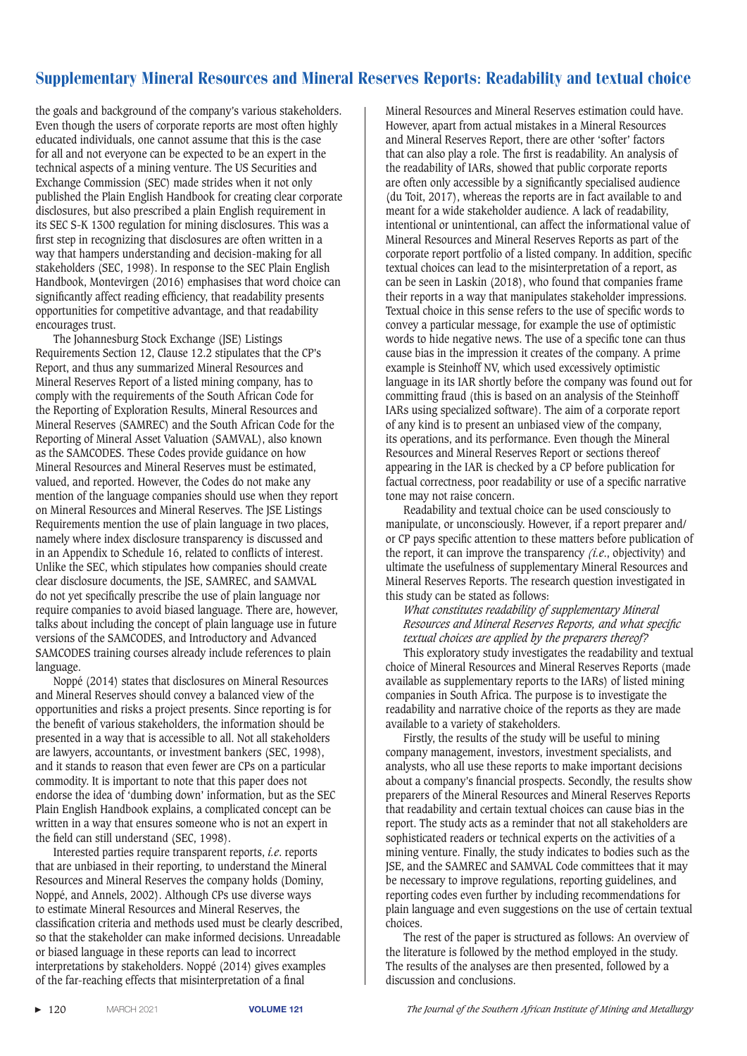the goals and background of the company's various stakeholders. Even though the users of corporate reports are most often highly educated individuals, one cannot assume that this is the case for all and not everyone can be expected to be an expert in the technical aspects of a mining venture. The US Securities and Exchange Commission (SEC) made strides when it not only published the Plain English Handbook for creating clear corporate disclosures, but also prescribed a plain English requirement in its SEC S-K 1300 regulation for mining disclosures. This was a first step in recognizing that disclosures are often written in a way that hampers understanding and decision-making for all stakeholders (SEC, 1998). In response to the SEC Plain English Handbook, Montevirgen (2016) emphasises that word choice can significantly affect reading efficiency, that readability presents opportunities for competitive advantage, and that readability encourages trust.

The Johannesburg Stock Exchange (JSE) Listings Requirements Section 12, Clause 12.2 stipulates that the CP's Report, and thus any summarized Mineral Resources and Mineral Reserves Report of a listed mining company, has to comply with the requirements of the South African Code for the Reporting of Exploration Results, Mineral Resources and Mineral Reserves (SAMREC) and the South African Code for the Reporting of Mineral Asset Valuation (SAMVAL), also known as the SAMCODES. These Codes provide guidance on how Mineral Resources and Mineral Reserves must be estimated, valued, and reported. However, the Codes do not make any mention of the language companies should use when they report on Mineral Resources and Mineral Reserves. The JSE Listings Requirements mention the use of plain language in two places, namely where index disclosure transparency is discussed and in an Appendix to Schedule 16, related to conflicts of interest. Unlike the SEC, which stipulates how companies should create clear disclosure documents, the JSE, SAMREC, and SAMVAL do not yet specifically prescribe the use of plain language nor require companies to avoid biased language. There are, however, talks about including the concept of plain language use in future versions of the SAMCODES, and Introductory and Advanced SAMCODES training courses already include references to plain language.

Noppé (2014) states that disclosures on Mineral Resources and Mineral Reserves should convey a balanced view of the opportunities and risks a project presents. Since reporting is for the benefit of various stakeholders, the information should be presented in a way that is accessible to all. Not all stakeholders are lawyers, accountants, or investment bankers (SEC, 1998), and it stands to reason that even fewer are CPs on a particular commodity. It is important to note that this paper does not endorse the idea of 'dumbing down' information, but as the SEC Plain English Handbook explains, a complicated concept can be written in a way that ensures someone who is not an expert in the field can still understand (SEC, 1998).

Interested parties require transparent reports, *i.e.* reports that are unbiased in their reporting, to understand the Mineral Resources and Mineral Reserves the company holds (Dominy, Noppé, and Annels, 2002). Although CPs use diverse ways to estimate Mineral Resources and Mineral Reserves, the classification criteria and methods used must be clearly described, so that the stakeholder can make informed decisions. Unreadable or biased language in these reports can lead to incorrect interpretations by stakeholders. Noppé (2014) gives examples of the far-reaching effects that misinterpretation of a final Mineral Resources and Mineral Reserves estimation could have. However, apart from actual mistakes in a Mineral Resources and Mineral Reserves Report, there are other 'softer' factors that can also play a role. The first is readability. An analysis of the readability of IARs, showed that public corporate reports are often only accessible by a significantly specialised audience (du Toit, 2017), whereas the reports are in fact available to and meant for a wide stakeholder audience. A lack of readability, intentional or unintentional, can affect the informational value of Mineral Resources and Mineral Reserves Reports as part of the corporate report portfolio of a listed company. In addition, specific textual choices can lead to the misinterpretation of a report, as can be seen in Laskin (2018), who found that companies frame their reports in a way that manipulates stakeholder impressions. Textual choice in this sense refers to the use of specific words to convey a particular message, for example the use of optimistic words to hide negative news. The use of a specific tone can thus cause bias in the impression it creates of the company. A prime example is Steinhoff NV, which used excessively optimistic language in its IAR shortly before the company was found out for committing fraud (this is based on an analysis of the Steinhoff IARs using specialized software). The aim of a corporate report of any kind is to present an unbiased view of the company, its operations, and its performance. Even though the Mineral Resources and Mineral Reserves Report or sections thereof appearing in the IAR is checked by a CP before publication for factual correctness, poor readability or use of a specific narrative tone may not raise concern.

Readability and textual choice can be used consciously to manipulate, or unconsciously. However, if a report preparer and/or CP pays specific attention to these matters before publication of the report, it can improve the transparency *(i.e.*, objectivity) and ultimate the usefulness of supplementary Mineral Resources and Mineral Reserves Reports. The research question investigated in this study can be stated as follows:

*What constitutes readability of supplementary Mineral Resources and Mineral Reserves Reports, and what specific textual choices are applied by the preparers thereof?*

This exploratory study investigates the readability and textual choice of Mineral Resources and Mineral Reserves Reports (made available as supplementary reports to the IARs) of listed mining companies in South Africa. The purpose is to investigate the readability and narrative choice of the reports as they are made available to a variety of stakeholders.

Firstly, the results of the study will be useful to mining company management, investors, investment specialists, and analysts, who all use these reports to make important decisions about a company's financial prospects. Secondly, the results show preparers of the Mineral Resources and Mineral Reserves Reports that readability and certain textual choices can cause bias in the report. The study acts as a reminder that not all stakeholders are sophisticated readers or technical experts on the activities of a mining venture. Finally, the study indicates to bodies such as the JSE, and the SAMREC and SAMVAL Code committees that it may be necessary to improve regulations, reporting guidelines, and reporting codes even further by including recommendations for plain language and even suggestions on the use of certain textual choices.

The rest of the paper is structured as follows: An overview of the literature is followed by the method employed in the study. The results of the analyses are then presented, followed by a discussion and conclusions.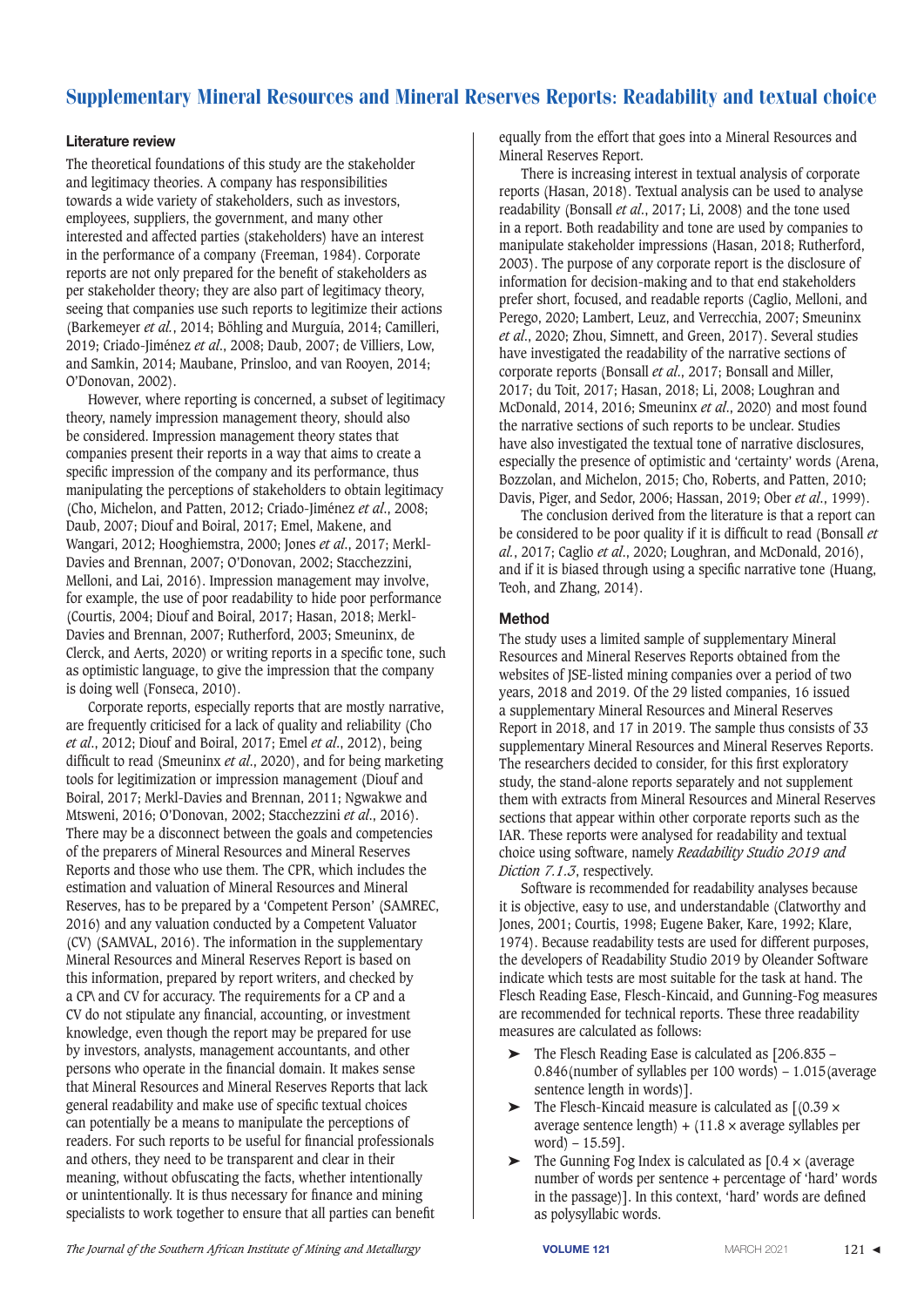## Literature review

The theoretical foundations of this study are the stakeholder and legitimacy theories. A company has responsibilities towards a wide variety of stakeholders, such as investors, employees, suppliers, the government, and many other interested and affected parties (stakeholders) have an interest in the performance of a company (Freeman, 1984). Corporate reports are not only prepared for the benefit of stakeholders as per stakeholder theory; they are also part of legitimacy theory, seeing that companies use such reports to legitimize their actions (Barkemeyer *et al.*, 2014; Böhling and Murguía, 2014; Camilleri, 2019; Criado-Jiménez *et al.*, 2008; Daub, 2007; de Villiers, Low, and Samkin, 2014; Maubane, Prinsloo, and van Rooyen, 2014; O'Donovan, 2002).

However, where reporting is concerned, a subset of legitimacy theory, namely impression management theory, should also be considered. Impression management theory states that companies present their reports in a way that aims to create a specific impression of the company and its performance, thus manipulating the perceptions of stakeholders to obtain legitimacy (Cho, Michelon, and Patten, 2012; Criado-Jiménez *et al.*, 2008; Daub, 2007; Diouf and Boiral, 2017; Emel, Makene, and Wangari, 2012; Hooghiemstra, 2000; Jones *et al.*, 2017; Merkl-Davies and Brennan, 2007; O'Donovan, 2002; Stacchezzini, Melloni, and Lai, 2016). Impression management may involve, for example, the use of poor readability to hide poor performance (Courtis, 2004; Diouf and Boiral, 2017; Hasan, 2018; Merkl-Davies and Brennan, 2007; Rutherford, 2003; Smeuninx, de Clerck, and Aerts, 2020) or writing reports in a specific tone, such as optimistic language, to give the impression that the company is doing well (Fonseca, 2010).

Corporate reports, especially reports that are mostly narrative, are frequently criticised for a lack of quality and reliability (Cho *et al.*, 2012; Diouf and Boiral, 2017; Emel *et al.*, 2012), being difficult to read (Smeuninx *et al.*, 2020), and for being marketing tools for legitimization or impression management (Diouf and Boiral, 2017; Merkl-Davies and Brennan, 2011; Ngwakwe and Mtsweni, 2016; O'Donovan, 2002; Stacchezzini *et al.*, 2016). There may be a disconnect between the goals and competencies of the preparers of Mineral Resources and Mineral Reserves Reports and those who use them. The CPR, which includes the estimation and valuation of Mineral Resources and Mineral Reserves, has to be prepared by a 'Competent Person' (SAMREC, 2016) and any valuation conducted by a Competent Valuator (CV) (SAMVAL, 2016). The information in the supplementary Mineral Resources and Mineral Reserves Report is based on this information, prepared by report writers, and checked by a CP\ and CV for accuracy. The requirements for a CP and a CV do not stipulate any financial, accounting, or investment knowledge, even though the report may be prepared for use by investors, analysts, management accountants, and other persons who operate in the financial domain. It makes sense that Mineral Resources and Mineral Reserves Reports that lack general readability and make use of specific textual choices can potentially be a means to manipulate the perceptions of readers. For such reports to be useful for financial professionals and others, they need to be transparent and clear in their meaning, without obfuscating the facts, whether intentionally or unintentionally. It is thus necessary for finance and mining specialists to work together to ensure that all parties can benefit equally from the effort that goes into a Mineral Resources and Mineral Reserves Report.

There is increasing interest in textual analysis of corporate reports (Hasan, 2018). Textual analysis can be used to analyse readability (Bonsall *et al.*, 2017; Li, 2008) and the tone used in a report. Both readability and tone are used by companies to manipulate stakeholder impressions (Hasan, 2018; Rutherford, 2003). The purpose of any corporate report is the disclosure of information for decision-making and to that end stakeholders prefer short, focused, and readable reports (Caglio, Melloni, and Perego, 2020; Lambert, Leuz, and Verrecchia, 2007; Smeuninx *et al.*, 2020; Zhou, Simnett, and Green, 2017). Several studies have investigated the readability of the narrative sections of corporate reports (Bonsall *et al.*, 2017; Bonsall and Miller, 2017; du Toit, 2017; Hasan, 2018; Li, 2008; Loughran and McDonald, 2014, 2016; Smeuninx *et al.*, 2020) and most found the narrative sections of such reports to be unclear. Studies have also investigated the textual tone of narrative disclosures, especially the presence of optimistic and 'certainty' words (Arena, Bozzolan, and Michelon, 2015; Cho, Roberts, and Patten, 2010; Davis, Piger, and Sedor, 2006; Hassan, 2019; Ober *et al.*, 1999).

The conclusion derived from the literature is that a report can be considered to be poor quality if it is difficult to read (Bonsall *et al.*, 2017; Caglio *et al.*, 2020; Loughran, and McDonald, 2016), and if it is biased through using a specific narrative tone (Huang, Teoh, and Zhang, 2014).

## Method

The study uses a limited sample of supplementary Mineral Resources and Mineral Reserves Reports obtained from the websites of JSE-listed mining companies over a period of two years, 2018 and 2019. Of the 29 listed companies, 16 issued a supplementary Mineral Resources and Mineral Reserves Report in 2018, and 17 in 2019. The sample thus consists of 33 supplementary Mineral Resources and Mineral Reserves Reports. The researchers decided to consider, for this first exploratory study, the stand-alone reports separately and not supplement them with extracts from Mineral Resources and Mineral Reserves sections that appear within other corporate reports such as the IAR. These reports were analysed for readability and textual choice using software, namely *Readability Studio 2019 and Diction 7.1.3*, respectively.

Software is recommended for readability analyses because it is objective, easy to use, and understandable (Clatworthy and Jones, 2001; Courtis, 1998; Eugene Baker, Kare, 1992; Klare, 1974). Because readability tests are used for different purposes, the developers of Readability Studio 2019 by Oleander Software indicate which tests are most suitable for the task at hand. The Flesch Reading Ease, Flesch-Kincaid, and Gunning-Fog measures are recommended for technical reports. These three readability measures are calculated as follows:

- The Flesch Reading Ease is calculated as [206.835 – 0.846(number of syllables per 100 words) – 1.015(average sentence length in words)].
- The Flesch-Kincaid measure is calculated as [(0.39 × average sentence length) + (11.8 × average syllables per word) – 15.59].
- The Gunning Fog Index is calculated as [0.4 × (average number of words per sentence + percentage of 'hard' words in the passage)]. In this context, 'hard' words are defined as polysyllabic words.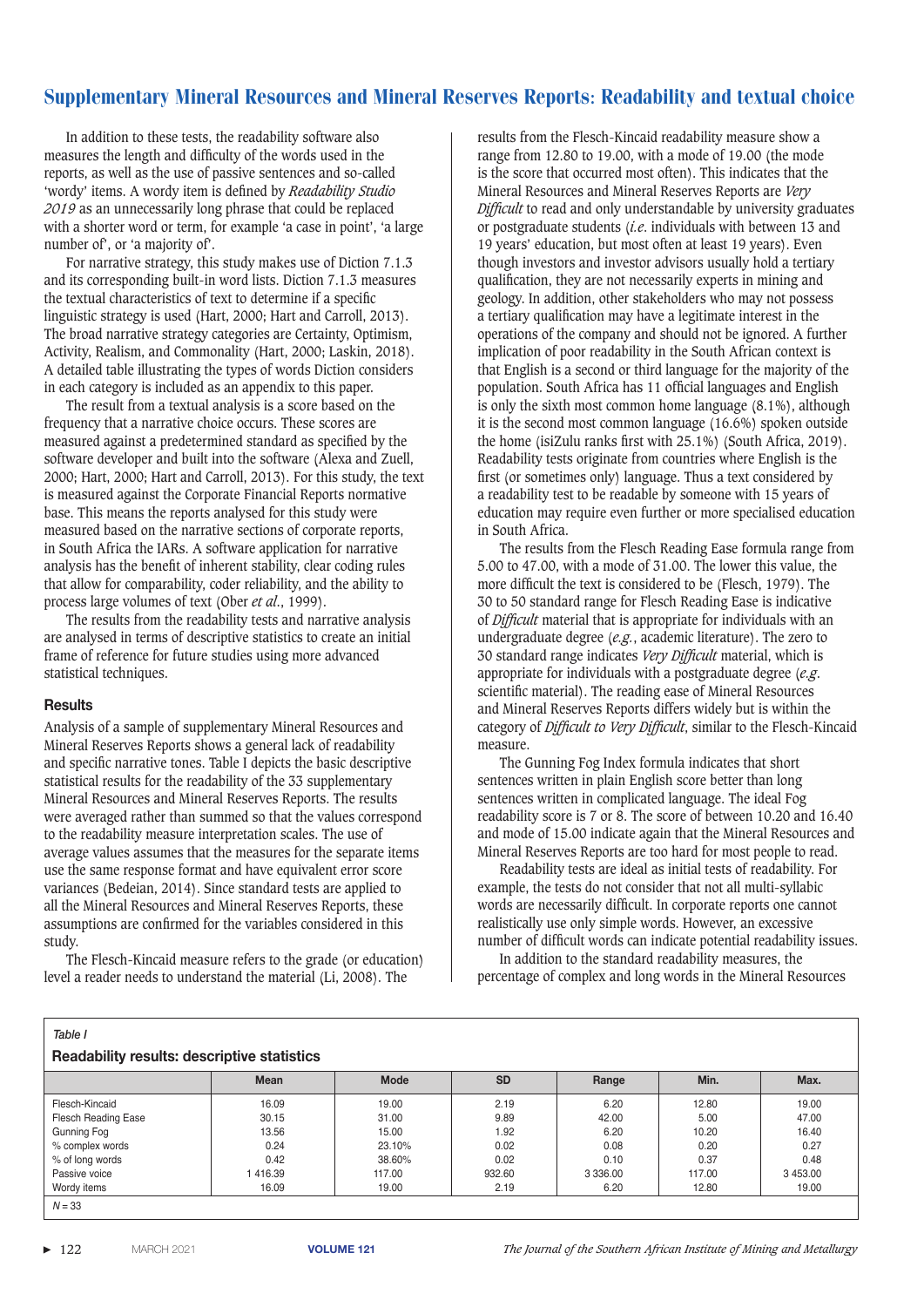In addition to these tests, the readability software also measures the length and difficulty of the words used in the reports, as well as the use of passive sentences and so-called 'wordy' items. A wordy item is defined by *Readability Studio 2019* as an unnecessarily long phrase that could be replaced with a shorter word or term, for example 'a case in point', 'a large number of', or 'a majority of'.

For narrative strategy, this study makes use of Diction 7.1.3 and its corresponding built-in word lists. Diction 7.1.3 measures the textual characteristics of text to determine if a specific linguistic strategy is used (Hart, 2000; Hart and Carroll, 2013). The broad narrative strategy categories are Certainty, Optimism, Activity, Realism, and Commonality (Hart, 2000; Laskin, 2018). A detailed table illustrating the types of words Diction considers in each category is included as an appendix to this paper.

The result from a textual analysis is a score based on the frequency that a narrative choice occurs. These scores are measured against a predetermined standard as specified by the software developer and built into the software (Alexa and Zuell, 2000; Hart, 2000; Hart and Carroll, 2013). For this study, the text is measured against the Corporate Financial Reports normative base. This means the reports analysed for this study were measured based on the narrative sections of corporate reports, in South Africa the IARs. A software application for narrative analysis has the benefit of inherent stability, clear coding rules that allow for comparability, coder reliability, and the ability to process large volumes of text (Ober *et al.*, 1999).

The results from the readability tests and narrative analysis are analysed in terms of descriptive statistics to create an initial frame of reference for future studies using more advanced statistical techniques.

### Results

Analysis of a sample of supplementary Mineral Resources and Mineral Reserves Reports shows a general lack of readability and specific narrative tones. Table I depicts the basic descriptive statistical results for the readability of the 33 supplementary Mineral Resources and Mineral Reserves Reports. The results were averaged rather than summed so that the values correspond to the readability measure interpretation scales. The use of average values assumes that the measures for the separate items use the same response format and have equivalent error score variances (Bedeian, 2014). Since standard tests are applied to all the Mineral Resources and Mineral Reserves Reports, these assumptions are confirmed for the variables considered in this study.

The Flesch-Kincaid measure refers to the grade (or education) level a reader needs to understand the material (Li, 2008). The results from the Flesch-Kincaid readability measure show a range from 12.80 to 19.00, with a mode of 19.00 (the mode is the score that occurred most often). This indicates that the Mineral Resources and Mineral Reserves Reports are *Very Difficult* to read and only understandable by university graduates or postgraduate students (*i.e.* individuals with between 13 and 19 years' education, but most often at least 19 years). Even though investors and investor advisors usually hold a tertiary qualification, they are not necessarily experts in mining and geology. In addition, other stakeholders who may not possess a tertiary qualification may have a legitimate interest in the operations of the company and should not be ignored. A further implication of poor readability in the South African context is that English is a second or third language for the majority of the population. South Africa has 11 official languages and English is only the sixth most common home language (8.1%), although it is the second most common language (16.6%) spoken outside the home (isiZulu ranks first with 25.1%) (South Africa, 2019). Readability tests originate from countries where English is the first (or sometimes only) language. Thus a text considered by a readability test to be readable by someone with 15 years of education may require even further or more specialised education in South Africa.

The results from the Flesch Reading Ease formula range from 5.00 to 47.00, with a mode of 31.00. The lower this value, the more difficult the text is considered to be (Flesch, 1979). The 30 to 50 standard range for Flesch Reading Ease is indicative of *Difficult* material that is appropriate for individuals with an undergraduate degree (*e.g.*, academic literature). The zero to 30 standard range indicates *Very Difficult* material, which is appropriate for individuals with a postgraduate degree (*e.g.* scientific material). The reading ease of Mineral Resources and Mineral Reserves Reports differs widely but is within the category of *Difficult to Very Difficult*, similar to the Flesch-Kincaid measure.

The Gunning Fog Index formula indicates that short sentences written in plain English score better than long sentences written in complicated language. The ideal Fog readability score is 7 or 8. The score of between 10.20 and 16.40 and mode of 15.00 indicate again that the Mineral Resources and Mineral Reserves Reports are too hard for most people to read.

Readability tests are ideal as initial tests of readability. For example, the tests do not consider that not all multi-syllabic words are necessarily difficult. In corporate reports one cannot realistically use only simple words. However, an excessive number of difficult words can indicate potential readability issues.

In addition to the standard readability measures, the percentage of complex and long words in the Mineral Resources

*Table I*

**Readability results: descriptive statistics**

| | Mean | Mode | SD | Range | Min. | Max. |
|---|---|---|---|---|---|---|
| Flesch-Kincaid | 16.09 | 19.00 | 2.19 | 6.20 | 12.80 | 19.00 |
| Flesch Reading Ease | 30.15 | 31.00 | 9.89 | 42.00 | 5.00 | 47.00 |
| Gunning Fog | 13.56 | 15.00 | 1.92 | 6.20 | 10.20 | 16.40 |
| % complex words | 0.24 | 23.10% | 0.02 | 0.08 | 0.20 | 0.27 |
| % of long words | 0.42 | 38.60% | 0.02 | 0.10 | 0.37 | 0.48 |
| Passive voice | 1 416.39 | 117.00 | 932.60 | 3 336.00 | 117.00 | 3 453.00 |
| Wordy items | 16.09 | 19.00 | 2.19 | 6.20 | 12.80 | 19.00 |

*N* = 33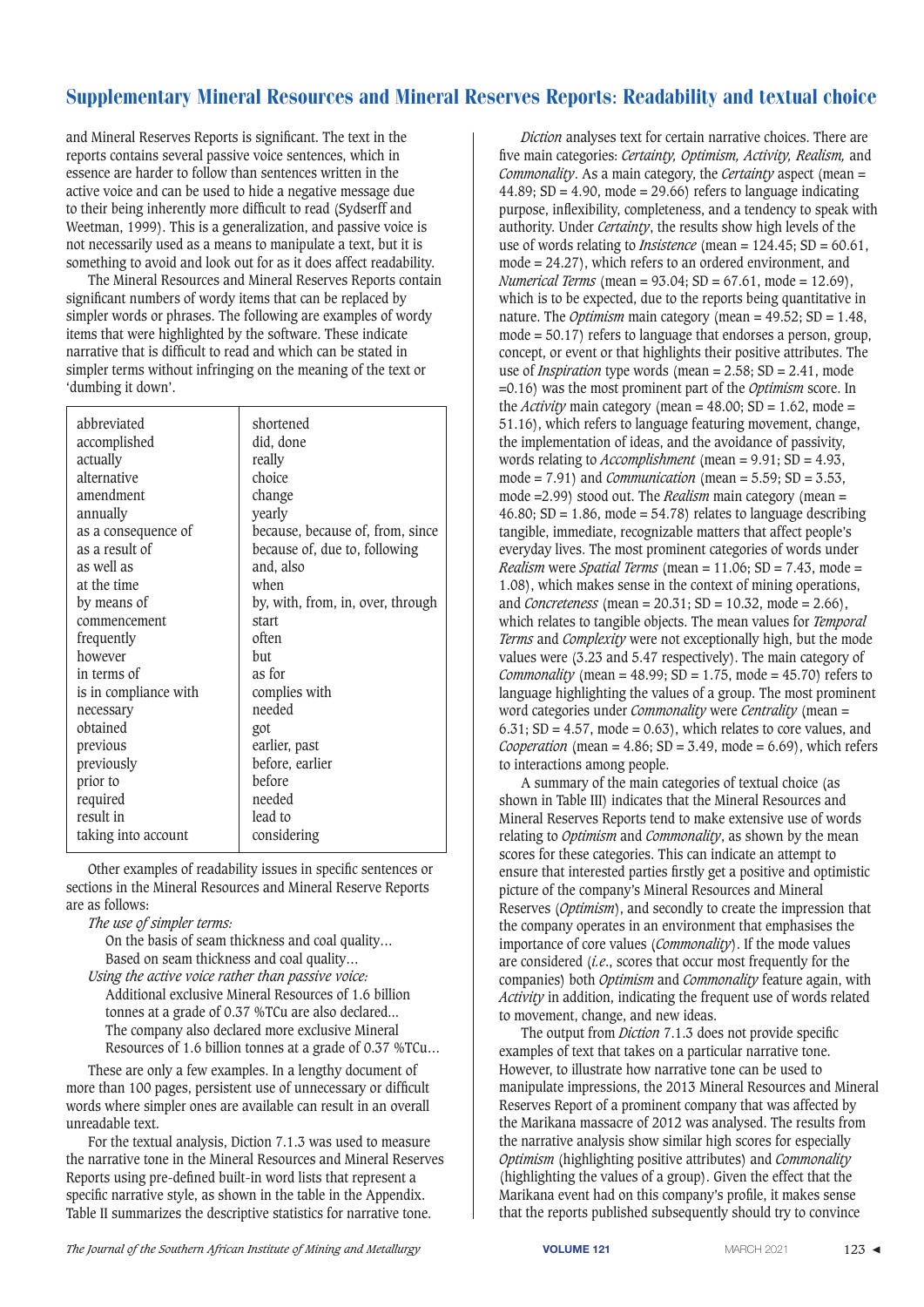and Mineral Reserves Reports is significant. The text in the reports contains several passive voice sentences, which in essence are harder to follow than sentences written in the active voice and can be used to hide a negative message due to their being inherently more difficult to read (Sydserff and Weetman, 1999). This is a generalization, and passive voice is not necessarily used as a means to manipulate a text, but it is something to avoid and look out for as it does affect readability.

The Mineral Resources and Mineral Reserves Reports contain significant numbers of wordy items that can be replaced by simpler words or phrases. The following are examples of wordy items that were highlighted by the software. These indicate narrative that is difficult to read and which can be stated in simpler terms without infringing on the meaning of the text or 'dumbing it down'.

| | |
|---|---|
| abbreviated | shortened |
| accomplished | did, done |
| actually | really |
| alternative | choice |
| amendment | change |
| annually | yearly |
| as a consequence of | because, because of, from, since |
| as a result of | because of, due to, following |
| as well as | and, also |
| at the time | when |
| by means of | by, with, from, in, over, through |
| commencement | start |
| frequently | often |
| however | but |
| in terms of | as for |
| is in compliance with | complies with |
| necessary | needed |
| obtained | got |
| previous | earlier, past |
| previously | before, earlier |
| prior to | before |
| required | needed |
| result in | lead to |
| taking into account | considering |

Other examples of readability issues in specific sentences or sections in the Mineral Resources and Mineral Reserve Reports are as follows:

*The use of simpler terms:*

On the basis of seam thickness and coal quality…
Based on seam thickness and coal quality…

*Using the active voice rather than passive voice:*

Additional exclusive Mineral Resources of 1.6 billion tonnes at a grade of 0.37 %TCu are also declared…
The company also declared more exclusive Mineral Resources of 1.6 billion tonnes at a grade of 0.37 %TCu…

These are only a few examples. In a lengthy document of more than 100 pages, persistent use of unnecessary or difficult words where simpler ones are available can result in an overall unreadable text.

For the textual analysis, Diction 7.1.3 was used to measure the narrative tone in the Mineral Resources and Mineral Reserves Reports using pre-defined built-in word lists that represent a specific narrative style, as shown in the table in the Appendix. Table II summarizes the descriptive statistics for narrative tone.

*Diction* analyses text for certain narrative choices. There are five main categories: *Certainty, Optimism, Activity, Realism,* and *Commonality*. As a main category, the *Certainty* aspect (mean = 44.89; SD = 4.90, mode = 29.66) refers to language indicating purpose, inflexibility, completeness, and a tendency to speak with authority. Under *Certainty*, the results show high levels of the use of words relating to *Insistence* (mean = 124.45; SD = 60.61, mode = 24.27), which refers to an ordered environment, and *Numerical Terms* (mean = 93.04; SD = 67.61, mode = 12.69), which is to be expected, due to the reports being quantitative in nature. The *Optimism* main category (mean = 49.52; SD = 1.48, mode = 50.17) refers to language that endorses a person, group, concept, or event or that highlights their positive attributes. The use of *Inspiration* type words (mean = 2.58; SD = 2.41, mode =0.16) was the most prominent part of the *Optimism* score. In the *Activity* main category (mean = 48.00; SD = 1.62, mode = 51.16), which refers to language featuring movement, change, the implementation of ideas, and the avoidance of passivity, words relating to *Accomplishment* (mean = 9.91; SD = 4.93, mode = 7.91) and *Communication* (mean = 5.59; SD = 3.53, mode =2.99) stood out. The *Realism* main category (mean = 46.80; SD = 1.86, mode = 54.78) relates to language describing tangible, immediate, recognizable matters that affect people's everyday lives. The most prominent categories of words under *Realism* were *Spatial Terms* (mean = 11.06; SD = 7.43, mode = 1.08), which makes sense in the context of mining operations, and *Concreteness* (mean = 20.31; SD = 10.32, mode = 2.66), which relates to tangible objects. The mean values for *Temporal Terms* and *Complexity* were not exceptionally high, but the mode values were (3.23 and 5.47 respectively). The main category of *Commonality* (mean = 48.99; SD = 1.75, mode = 45.70) refers to language highlighting the values of a group. The most prominent word categories under *Commonality* were *Centrality* (mean = 6.31; SD = 4.57, mode = 0.63), which relates to core values, and *Cooperation* (mean = 4.86; SD = 3.49, mode = 6.69), which refers to interactions among people.

A summary of the main categories of textual choice (as shown in Table III) indicates that the Mineral Resources and Mineral Reserves Reports tend to make extensive use of words relating to *Optimism* and *Commonality*, as shown by the mean scores for these categories. This can indicate an attempt to ensure that interested parties firstly get a positive and optimistic picture of the company's Mineral Resources and Mineral Reserves (*Optimism*), and secondly to create the impression that the company operates in an environment that emphasises the importance of core values (*Commonality*). If the mode values are considered (*i.e.*, scores that occur most frequently for the companies) both *Optimism* and *Commonality* feature again, with *Activity* in addition, indicating the frequent use of words related to movement, change, and new ideas.

The output from *Diction* 7.1.3 does not provide specific examples of text that takes on a particular narrative tone. However, to illustrate how narrative tone can be used to manipulate impressions, the 2013 Mineral Resources and Mineral Reserves Report of a prominent company that was affected by the Marikana massacre of 2012 was analysed. The results from the narrative analysis show similar high scores for especially *Optimism* (highlighting positive attributes) and *Commonality* (highlighting the values of a group). Given the effect that the Marikana event had on this company's profile, it makes sense that the reports published subsequently should try to convince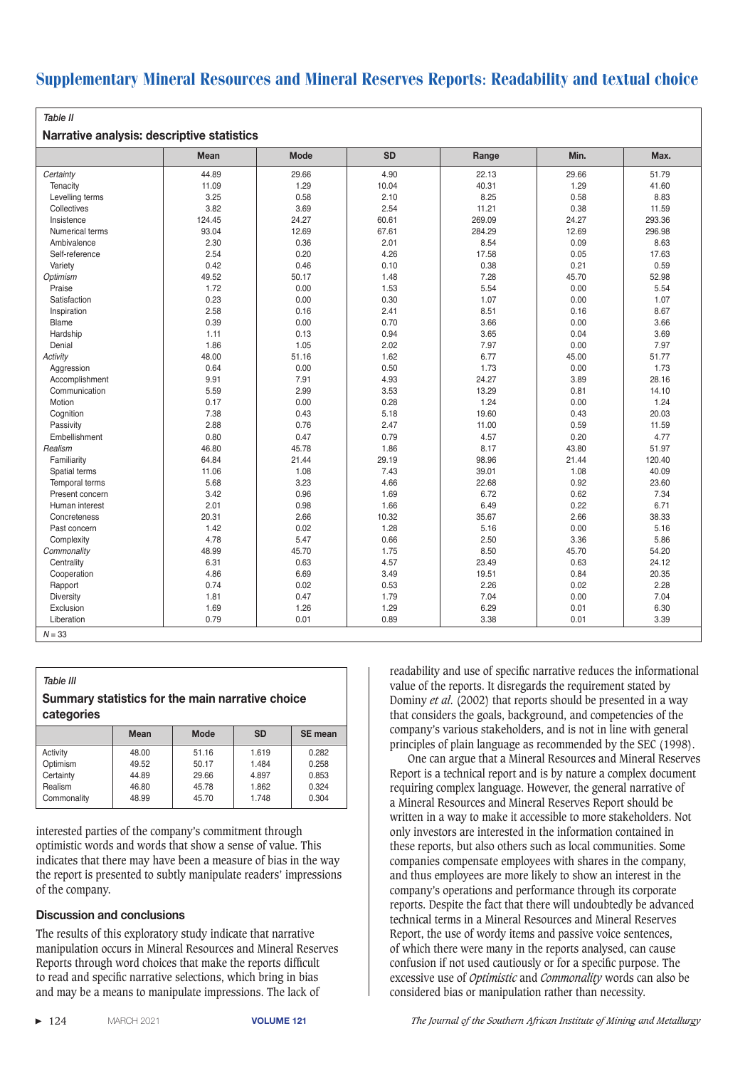*Table II*

**Narrative analysis: descriptive statistics**

| | Mean | Mode | SD | Range | Min. | Max. |
|---|---|---|---|---|---|---|
| *Certainty* | 44.89 | 29.66 | 4.90 | 22.13 | 29.66 | 51.79 |
| Tenacity | 11.09 | 1.29 | 10.04 | 40.31 | 1.29 | 41.60 |
| Levelling terms | 3.25 | 0.58 | 2.10 | 8.25 | 0.58 | 8.83 |
| Collectives | 3.82 | 3.69 | 2.54 | 11.21 | 0.38 | 11.59 |
| Insistence | 124.45 | 24.27 | 60.61 | 269.09 | 24.27 | 293.36 |
| Numerical terms | 93.04 | 12.69 | 67.61 | 284.29 | 12.69 | 296.98 |
| Ambivalence | 2.30 | 0.36 | 2.01 | 8.54 | 0.09 | 8.63 |
| Self-reference | 2.54 | 0.20 | 4.26 | 17.58 | 0.05 | 17.63 |
| Variety | 0.42 | 0.46 | 0.10 | 0.38 | 0.21 | 0.59 |
| *Optimism* | 49.52 | 50.17 | 1.48 | 7.28 | 45.70 | 52.98 |
| Praise | 1.72 | 0.00 | 1.53 | 5.54 | 0.00 | 5.54 |
| Satisfaction | 0.23 | 0.00 | 0.30 | 1.07 | 0.00 | 1.07 |
| Inspiration | 2.58 | 0.16 | 2.41 | 8.51 | 0.16 | 8.67 |
| Blame | 0.39 | 0.00 | 0.70 | 3.66 | 0.00 | 3.66 |
| Hardship | 1.11 | 0.13 | 0.94 | 3.65 | 0.04 | 3.69 |
| Denial | 1.86 | 1.05 | 2.02 | 7.97 | 0.00 | 7.97 |
| *Activity* | 48.00 | 51.16 | 1.62 | 6.77 | 45.00 | 51.77 |
| Aggression | 0.64 | 0.00 | 0.50 | 1.73 | 0.00 | 1.73 |
| Accomplishment | 9.91 | 7.91 | 4.93 | 24.27 | 3.89 | 28.16 |
| Communication | 5.59 | 2.99 | 3.53 | 13.29 | 0.81 | 14.10 |
| Motion | 0.17 | 0.00 | 0.28 | 1.24 | 0.00 | 1.24 |
| Cognition | 7.38 | 0.43 | 5.18 | 19.60 | 0.43 | 20.03 |
| Passivity | 2.88 | 0.76 | 2.47 | 11.00 | 0.59 | 11.59 |
| Embellishment | 0.80 | 0.47 | 0.79 | 4.57 | 0.20 | 4.77 |
| *Realism* | 46.80 | 45.78 | 1.86 | 8.17 | 43.80 | 51.97 |
| Familiarity | 64.84 | 21.44 | 29.19 | 98.96 | 21.44 | 120.40 |
| Spatial terms | 11.06 | 1.08 | 7.43 | 39.01 | 1.08 | 40.09 |
| Temporal terms | 5.68 | 3.23 | 4.66 | 22.68 | 0.92 | 23.60 |
| Present concern | 3.42 | 0.96 | 1.69 | 6.72 | 0.62 | 7.34 |
| Human interest | 2.01 | 0.98 | 1.66 | 6.49 | 0.22 | 6.71 |
| Concreteness | 20.31 | 2.66 | 10.32 | 35.67 | 2.66 | 38.33 |
| Past concern | 1.42 | 0.02 | 1.28 | 5.16 | 0.00 | 5.16 |
| Complexity | 4.78 | 5.47 | 0.66 | 2.50 | 3.36 | 5.86 |
| *Commonality* | 48.99 | 45.70 | 1.75 | 8.50 | 45.70 | 54.20 |
| Centrality | 6.31 | 0.63 | 4.57 | 23.49 | 0.63 | 24.12 |
| Cooperation | 4.86 | 6.69 | 3.49 | 19.51 | 0.84 | 20.35 |
| Rapport | 0.74 | 0.02 | 0.53 | 2.26 | 0.02 | 2.28 |
| Diversity | 1.81 | 0.47 | 1.79 | 7.04 | 0.00 | 7.04 |
| Exclusion | 1.69 | 1.26 | 1.29 | 6.29 | 0.01 | 6.30 |
| Liberation | 0.79 | 0.01 | 0.89 | 3.38 | 0.01 | 3.39 |

$N = 33$

*Table III*

**Summary statistics for the main narrative choice categories**

| | Mean | Mode | SD | SE mean |
|---|---|---|---|---|
| Activity | 48.00 | 51.16 | 1.619 | 0.282 |
| Optimism | 49.52 | 50.17 | 1.484 | 0.258 |
| Certainty | 44.89 | 29.66 | 4.897 | 0.853 |
| Realism | 46.80 | 45.78 | 1.862 | 0.324 |
| Commonality | 48.99 | 45.70 | 1.748 | 0.304 |

interested parties of the company's commitment through optimistic words and words that show a sense of value. This indicates that there may have been a measure of bias in the way the report is presented to subtly manipulate readers' impressions of the company.

## Discussion and conclusions

The results of this exploratory study indicate that narrative manipulation occurs in Mineral Resources and Mineral Reserves Reports through word choices that make the reports difficult to read and specific narrative selections, which bring in bias and may be a means to manipulate impressions. The lack of readability and use of specific narrative reduces the informational value of the reports. It disregards the requirement stated by Dominy *et al.* (2002) that reports should be presented in a way that considers the goals, background, and competencies of the company's various stakeholders, and is not in line with general principles of plain language as recommended by the SEC (1998).

One can argue that a Mineral Resources and Mineral Reserves Report is a technical report and is by nature a complex document requiring complex language. However, the general narrative of a Mineral Resources and Mineral Reserves Report should be written in a way to make it accessible to more stakeholders. Not only investors are interested in the information contained in these reports, but also others such as local communities. Some companies compensate employees with shares in the company, and thus employees are more likely to show an interest in the company's operations and performance through its corporate reports. Despite the fact that there will undoubtedly be advanced technical terms in a Mineral Resources and Mineral Reserves Report, the use of wordy items and passive voice sentences, of which there were many in the reports analysed, can cause confusion if not used cautiously or for a specific purpose. The excessive use of *Optimistic* and *Commonality* words can also be considered bias or manipulation rather than necessity.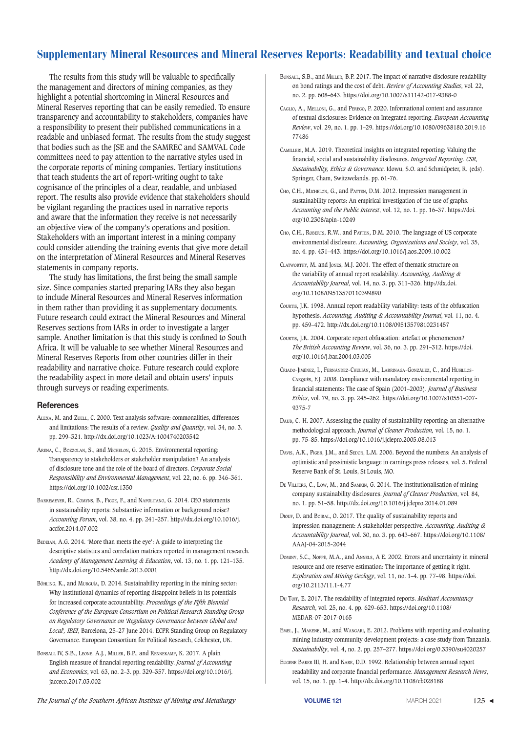The results from this study will be valuable to specifically the management and directors of mining companies, as they highlight a potential shortcoming in Mineral Resources and Mineral Reserves reporting that can be easily remedied. To ensure transparency and accountability to stakeholders, companies have a responsibility to present their published communications in a readable and unbiased format. The results from the study suggest that bodies such as the JSE and the SAMREC and SAMVAL Code committees need to pay attention to the narrative styles used in the corporate reports of mining companies. Tertiary institutions that teach students the art of report-writing ought to take cognisance of the principles of a clear, readable, and unbiased report. The results also provide evidence that stakeholders should be vigilant regarding the practices used in narrative reports and aware that the information they receive is not necessarily an objective view of the company's operations and position. Stakeholders with an important interest in a mining company could consider attending the training events that give more detail on the interpretation of Mineral Resources and Mineral Reserves statements in company reports.

The study has limitations, the first being the small sample size. Since companies started preparing IARs they also began to include Mineral Resources and Mineral Reserves information in them rather than providing it as supplementary documents. Future research could extract the Mineral Resources and Mineral Reserves sections from IARs in order to investigate a larger sample. Another limitation is that this study is confined to South Africa. It will be valuable to see whether Mineral Resources and Mineral Reserves Reports from other countries differ in their readability and narrative choice. Future research could explore the readability aspect in more detail and obtain users' inputs through surveys or reading experiments.

## References

Alexa, M. and Zuell, C. 2000. Text analysis software: commonalities, differences and limitations: The results of a review. *Quality and Quantity*, vol. 34, no. 3. pp. 299–321. http://dx.doi.org/10.1023/A:1004740203542

Arena, C., Bozzolan, S., and Michelon, G. 2015. Environmental reporting: Transparency to stakeholders or stakeholder manipulation? An analysis of disclosure tone and the role of the board of directors. *Corporate Social Responsibility and Environmental Management*, vol. 22, no. 6. pp. 346–361. https://doi.org/10.1002/csr.1350

Barkemeyer, R., Comyns, B., Figge, F., and Napolitano, G. 2014. CEO statements in sustainability reports: Substantive information or background noise? *Accounting Forum*, vol. 38, no. 4. pp. 241–257. http://dx.doi.org/10.1016/j.accfor.2014.07.002

Bedeian, A.G. 2014. 'More than meets the eye': A guide to interpreting the descriptive statistics and correlation matrices reported in management research. *Academy of Management Learning & Education*, vol. 13, no. 1. pp. 121–135. http://dx.doi.org/10.5465/amle.2013.0001

Böhling, K., and Murguía, D. 2014. Sustainability reporting in the mining sector: Why institutional dynamics of reporting disappoint beliefs in its potentials for increased corporate accountability. *Proceedings of the Fifth Biennial Conference of the European Consortium on Political Research Standing Group on Regulatory Governance on 'Regulatory Governance between Global and Local', IBEI*, Barcelona, 25–27 June 2014. ECPR Standing Group on Regulatory Governance. European Consortium for Political Research, Colchester, UK.

Bonsall IV, S.B., Leone, A.J., Miller, B.P., and Rennekamp, K. 2017. A plain English measure of financial reporting readability. *Journal of Accounting and Economics*, vol. 63, no. 2–3. pp. 329–357. https://doi.org/10.1016/j.jacceco.2017.03.002

Bonsall, S.B., and Miller, B.P. 2017. The impact of narrative disclosure readability on bond ratings and the cost of debt. *Review of Accounting Studies*, vol. 22, no. 2. pp. 608–643. https://doi.org/10.1007/s11142-017-9388-0

Caglio, A., Melloni, G., and Perego, P. 2020. Informational content and assurance of textual disclosures: Evidence on Integrated reporting. *European Accounting Review*, vol. 29, no. 1. pp. 1–29. https://doi.org/10.1080/09638180.2019.1677486

Camilleri, M.A. 2019. Theoretical insights on integrated reporting: Valuing the financial, social and sustainability disclosures. *Integrated Reporting. CSR, Sustainability, Ethics & Governance*. Idowu, S.O. and Schmidpeter, R. (eds). Springer, Cham, Switzwelands. pp. 61-76.

Cho, C.H., Michelon, G., and Patten, D.M. 2012. Impression management in sustainability reports: An empirical investigation of the use of graphs. *Accounting and the Public Interest*, vol. 12, no. 1. pp. 16–37. https://doi.org/10.2308/apin-10249

Cho, C.H., Roberts, R.W., and Patten, D.M. 2010. The language of US corporate environmental disclosure. *Accounting, Organizations and Society*, vol. 35, no. 4. pp. 431–443. https://doi.org/10.1016/j.aos.2009.10.002

Clatworthy, M. and Jones, M.J. 2001. The effect of thematic structure on the variability of annual report readability. *Accounting, Auditing & Accountability Journal*, vol. 14, no. 3. pp. 311–326. http://dx.doi.org/10.1108/09513570110399890

Courtis, J.K. 1998. Annual report readability variability: tests of the obfuscation hypothesis. *Accounting, Auditing & Accountability Journal*, vol. 11, no. 4. pp. 459–472. http://dx.doi.org/10.1108/09513579810231457

Courtis, J.K. 2004. Corporate report obfuscation: artefact or phenomenon? *The British Accounting Review*, vol. 36, no. 3. pp. 291–312. https://doi.org/10.1016/j.bar.2004.03.005

Criado-Jiménez, I., Fernández-Chulián, M., Larrinaga-González, C., and Husillos-Carqués, F.J. 2008. Compliance with mandatory environmental reporting in financial statements: The case of Spain (2001–2003). *Journal of Business Ethics*, vol. 79, no. 3. pp. 245–262. https://doi.org/10.1007/s10551-007-9375-7

Daub, C.-H. 2007. Assessing the quality of sustainability reporting: an alternative methodological approach. *Journal of Cleaner Production,* vol. 15, no. 1. pp. 75–85. https://doi.org/10.1016/j.jclepro.2005.08.013

Davis, A.K., Piger, J.M., and Sedor, L.M. 2006. Beyond the numbers: An analysis of optimistic and pessimistic language in earnings press releases, vol. 5. Federal Reserve Bank of St. Louis, St Louis, MO.

De Villiers, C., Low, M., and Samkin, G. 2014. The institutionalisation of mining company sustainability disclosures. *Journal of Cleaner Production*, vol. 84, no. 1. pp. 51–58. http://dx.doi.org/10.1016/j.jclepro.2014.01.089

Diouf, D. and Boiral, O. 2017. The quality of sustainability reports and impression management: A stakeholder perspective. *Accounting, Auditing & Accountability Journal*, vol. 30, no. 3. pp. 643–667. https://doi.org/10.1108/AAAJ-04-2015-2044

Dominy, S.C., Noppé, M.A., and Annels, A E. 2002. Errors and uncertainty in mineral resource and ore reserve estimation: The importance of getting it right. *Exploration and Mining Geology*, vol. 11, no. 1–4. pp. 77–98. https://doi.org/10.2113/11.1-4.77

Du Toit, E. 2017. The readability of integrated reports. *Meditari Accountancy Research*, vol. 25, no. 4. pp. 629–653. https://doi.org/10.1108/MEDAR-07-2017-0165

Emel, J., Makene, M., and Wangari, E. 2012. Problems with reporting and evaluating mining industry community development projects: a case study from Tanzania. *Sustainability*, vol. 4, no. 2. pp. 257–277. https://doi.org/0.3390/su4020257

Eugene Baker III, H. and Kare, D.D. 1992. Relationship between annual report readability and corporate financial performance. *Management Research News*, vol. 15, no. 1. pp. 1–4. http://dx.doi.org/10.1108/eb028188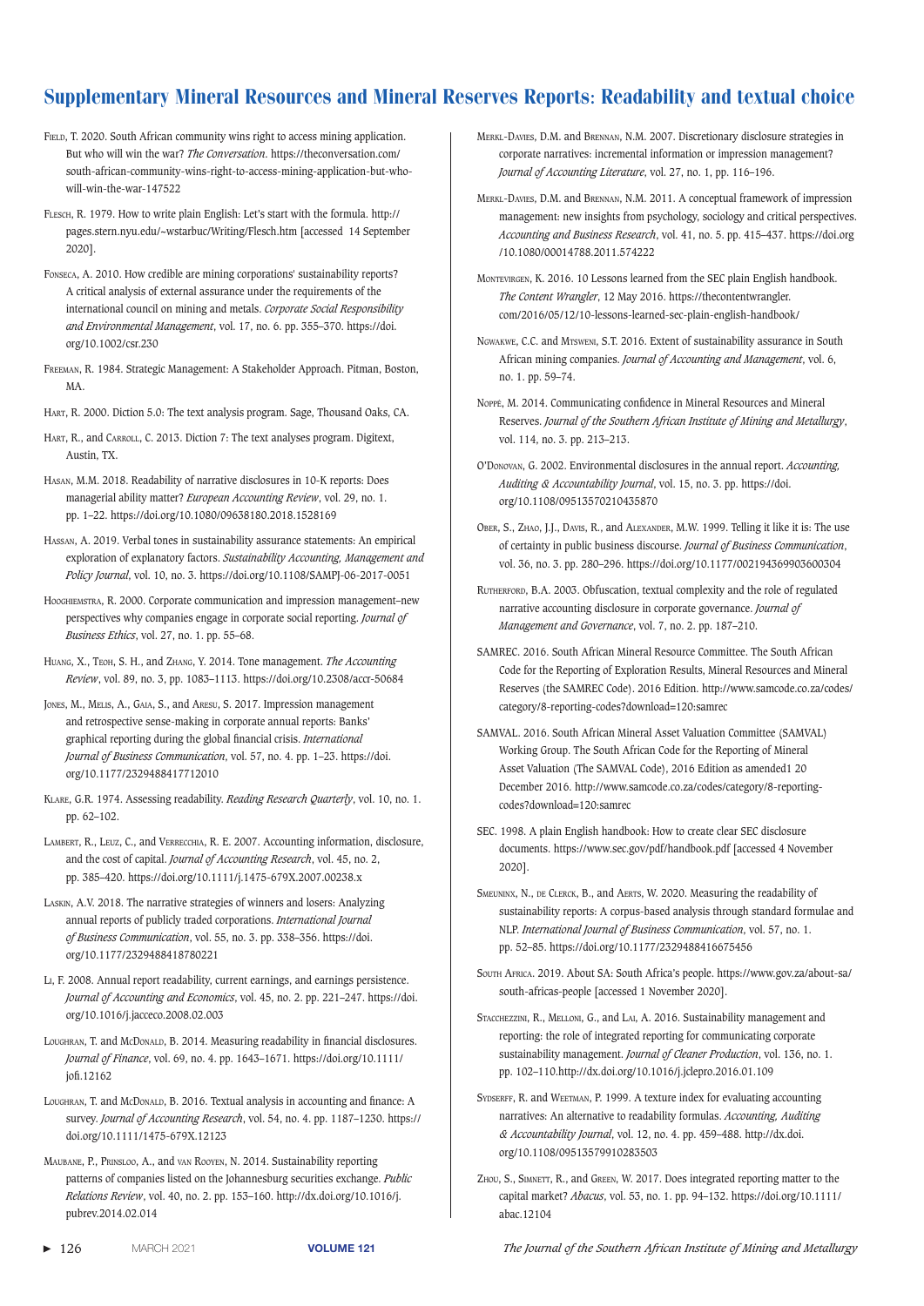Field, T. 2020. South African community wins right to access mining application. But who will win the war? *The Conversation*. https://theconversation.com/south-african-community-wins-right-to-access-mining-application-but-who-will-win-the-war-147522

Flesch, R. 1979. How to write plain English: Let's start with the formula. http://pages.stern.nyu.edu/~wstarbuc/Writing/Flesch.htm [accessed 14 September 2020].

Fonseca, A. 2010. How credible are mining corporations' sustainability reports? A critical analysis of external assurance under the requirements of the international council on mining and metals. *Corporate Social Responsibility and Environmental Management*, vol. 17, no. 6. pp. 355–370. https://doi.org/10.1002/csr.230

Freeman, R. 1984. Strategic Management: A Stakeholder Approach. Pitman, Boston, MA.

Hart, R. 2000. Diction 5.0: The text analysis program. Sage, Thousand Oaks, CA.

Hart, R., and Carroll, C. 2013. Diction 7: The text analyses program. Digitext, Austin, TX.

Hasan, M.M. 2018. Readability of narrative disclosures in 10-K reports: Does managerial ability matter? *European Accounting Review*, vol. 29, no. 1. pp. 1–22. https://doi.org/10.1080/09638180.2018.1528169

Hassan, A. 2019. Verbal tones in sustainability assurance statements: An empirical exploration of explanatory factors. *Sustainability Accounting, Management and Policy Journal*, vol. 10, no. 3. https://doi.org/10.1108/SAMPJ-06-2017-0051

Hooghiemstra, R. 2000. Corporate communication and impression management–new perspectives why companies engage in corporate social reporting. *Journal of Business Ethics*, vol. 27, no. 1. pp. 55–68.

Huang, X., Teoh, S. H., and Zhang, Y. 2014. Tone management. *The Accounting Review*, vol. 89, no. 3, pp. 1083–1113. https://doi.org/10.2308/accr-50684

Jones, M., Melis, A., Gaia, S., and Aresu, S. 2017. Impression management and retrospective sense-making in corporate annual reports: Banks' graphical reporting during the global financial crisis. *International Journal of Business Communication*, vol. 57, no. 4. pp. 1–23. https://doi.org/10.1177/2329488417712010

Klare, G.R. 1974. Assessing readability. *Reading Research Quarterly*, vol. 10, no. 1. pp. 62–102.

Lambert, R., Leuz, C., and Verrecchia, R. E. 2007. Accounting information, disclosure, and the cost of capital. *Journal of Accounting Research*, vol. 45, no. 2, pp. 385–420. https://doi.org/10.1111/j.1475-679X.2007.00238.x

Laskin, A.V. 2018. The narrative strategies of winners and losers: Analyzing annual reports of publicly traded corporations. *International Journal of Business Communication*, vol. 55, no. 3. pp. 338–356. https://doi.org/10.1177/2329488418780221

Li, F. 2008. Annual report readability, current earnings, and earnings persistence. *Journal of Accounting and Economics*, vol. 45, no. 2. pp. 221–247. https://doi.org/10.1016/j.jacceco.2008.02.003

Loughran, T. and McDonald, B. 2014. Measuring readability in financial disclosures. *Journal of Finance*, vol. 69, no. 4. pp. 1643–1671. https://doi.org/10.1111/jofi.12162

Loughran, T. and McDonald, B. 2016. Textual analysis in accounting and finance: A survey. *Journal of Accounting Research*, vol. 54, no. 4. pp. 1187–1230. https://doi.org/10.1111/1475-679X.12123

Maubane, P., Prinsloo, A., and van Rooyen, N. 2014. Sustainability reporting patterns of companies listed on the Johannesburg securities exchange. *Public Relations Review*, vol. 40, no. 2. pp. 153–160. http://dx.doi.org/10.1016/j.pubrev.2014.02.014

Merkl-Davies, D.M. and Brennan, N.M. 2007. Discretionary disclosure strategies in corporate narratives: incremental information or impression management? *Journal of Accounting Literature*, vol. 27, no. 1, pp. 116–196.

Merkl-Davies, D.M. and Brennan, N.M. 2011. A conceptual framework of impression management: new insights from psychology, sociology and critical perspectives. *Accounting and Business Research*, vol. 41, no. 5. pp. 415–437. https://doi.org/10.1080/00014788.2011.574222

Montevirgen, K. 2016. 10 Lessons learned from the SEC plain English handbook. *The Content Wrangler*, 12 May 2016. https://thecontentwrangler.com/2016/05/12/10-lessons-learned-sec-plain-english-handbook/

Ngwakwe, C.C. and Mtsweni, S.T. 2016. Extent of sustainability assurance in South African mining companies. *Journal of Accounting and Management*, vol. 6, no. 1. pp. 59–74.

Noppé, M. 2014. Communicating confidence in Mineral Resources and Mineral Reserves. *Journal of the Southern African Institute of Mining and Metallurgy*, vol. 114, no. 3. pp. 213–213.

O'Donovan, G. 2002. Environmental disclosures in the annual report. *Accounting, Auditing & Accountability Journal*, vol. 15, no. 3. pp. https://doi.org/10.1108/09513570210435870

Ober, S., Zhao, J.J., Davis, R., and Alexander, M.W. 1999. Telling it like it is: The use of certainty in public business discourse. *Journal of Business Communication*, vol. 36, no. 3. pp. 280–296. https://doi.org/10.1177/002194369903600304

Rutherford, B.A. 2003. Obfuscation, textual complexity and the role of regulated narrative accounting disclosure in corporate governance. *Journal of Management and Governance*, vol. 7, no. 2. pp. 187–210.

SAMREC. 2016. South African Mineral Resource Committee. The South African Code for the Reporting of Exploration Results, Mineral Resources and Mineral Reserves (the SAMREC Code). 2016 Edition. http://www.samcode.co.za/codes/category/8-reporting-codes?download=120:samrec

SAMVAL. 2016. South African Mineral Asset Valuation Committee (SAMVAL) Working Group. The South African Code for the Reporting of Mineral Asset Valuation (The SAMVAL Code), 2016 Edition as amended1 20 December 2016. http://www.samcode.co.za/codes/category/8-reporting-codes?download=120:samrec

SEC. 1998. A plain English handbook: How to create clear SEC disclosure documents. https://www.sec.gov/pdf/handbook.pdf [accessed 4 November 2020].

Smeuninx, N., de Clerck, B., and Aerts, W. 2020. Measuring the readability of sustainability reports: A corpus-based analysis through standard formulae and NLP. *International Journal of Business Communication*, vol. 57, no. 1. pp. 52–85. https://doi.org/10.1177/2329488416675456

South Africa. 2019. About SA: South Africa's people. https://www.gov.za/about-sa/south-africas-people [accessed 1 November 2020].

Stacchezzini, R., Melloni, G., and Lai, A. 2016. Sustainability management and reporting: the role of integrated reporting for communicating corporate sustainability management. *Journal of Cleaner Production*, vol. 136, no. 1. pp. 102–110.http://dx.doi.org/10.1016/j.jclepro.2016.01.109

Sydserff, R. and Weetman, P. 1999. A texture index for evaluating accounting narratives: An alternative to readability formulas. *Accounting, Auditing & Accountability Journal*, vol. 12, no. 4. pp. 459–488. http://dx.doi.org/10.1108/09513579910283503

Zhou, S., Simnett, R., and Green, W. 2017. Does integrated reporting matter to the capital market? *Abacus*, vol. 53, no. 1. pp. 94–132. https://doi.org/10.1111/abac.12104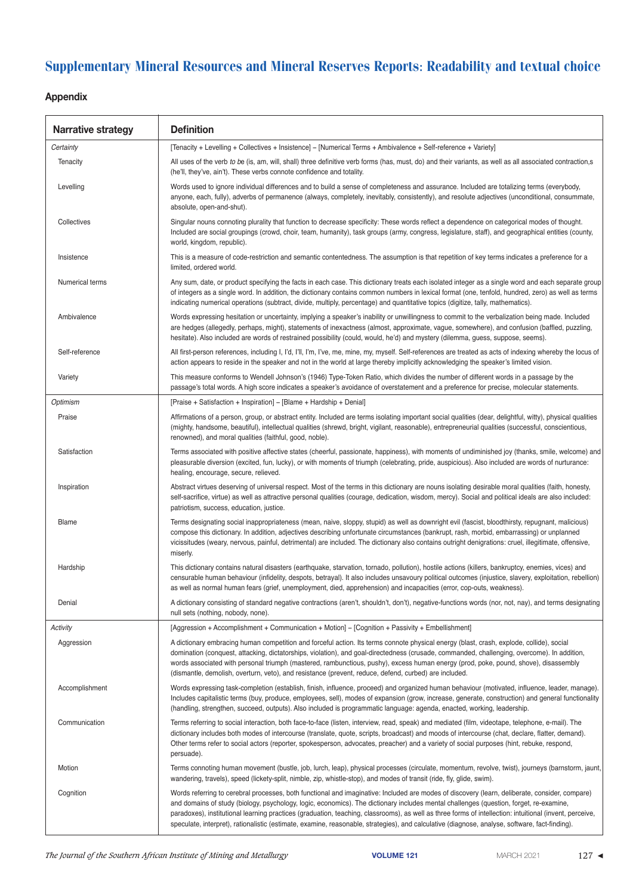# Supplementary Mineral Resources and Mineral Reserves Reports: Readability and textual choice

## Appendix

| Narrative strategy | Definition |
|---|---|
| *Certainty* | [Tenacity + Levelling + Collectives + Insistence] – [Numerical Terms + Ambivalence + Self-reference + Variety] |
| Tenacity | All uses of the verb *to be* (is, am, will, shall) three definitive verb forms (has, must, do) and their variants, as well as all associated contraction,s (he'll, they've, ain't). These verbs connote confidence and totality. |
| Levelling | Words used to ignore individual differences and to build a sense of completeness and assurance. Included are totalizing terms (everybody, anyone, each, fully), adverbs of permanence (always, completely, inevitably, consistently), and resolute adjectives (unconditional, consummate, absolute, open-and-shut). |
| Collectives | Singular nouns connoting plurality that function to decrease specificity: These words reflect a dependence on categorical modes of thought. Included are social groupings (crowd, choir, team, humanity), task groups (army, congress, legislature, staff), and geographical entities (county, world, kingdom, republic). |
| Insistence | This is a measure of code-restriction and semantic contentedness. The assumption is that repetition of key terms indicates a preference for a limited, ordered world. |
| Numerical terms | Any sum, date, or product specifying the facts in each case. This dictionary treats each isolated integer as a single word and each separate group of integers as a single word. In addition, the dictionary contains common numbers in lexical format (one, tenfold, hundred, zero) as well as terms indicating numerical operations (subtract, divide, multiply, percentage) and quantitative topics (digitize, tally, mathematics). |
| Ambivalence | Words expressing hesitation or uncertainty, implying a speaker's inability or unwillingness to commit to the verbalization being made. Included are hedges (allegedly, perhaps, might), statements of inexactness (almost, approximate, vague, somewhere), and confusion (baffled, puzzling, hesitate). Also included are words of restrained possibility (could, would, he'd) and mystery (dilemma, guess, suppose, seems). |
| Self-reference | All first-person references, including I, I'd, I'll, I'm, I've, me, mine, my, myself. Self-references are treated as acts of indexing whereby the locus of action appears to reside in the speaker and not in the world at large thereby implicitly acknowledging the speaker's limited vision. |
| Variety | This measure conforms to Wendell Johnson's (1946) Type-Token Ratio, which divides the number of different words in a passage by the passage's total words. A high score indicates a speaker's avoidance of overstatement and a preference for precise, molecular statements. |
| *Optimism* | [Praise + Satisfaction + Inspiration] – [Blame + Hardship + Denial] |
| Praise | Affirmations of a person, group, or abstract entity. Included are terms isolating important social qualities (dear, delightful, witty), physical qualities (mighty, handsome, beautiful), intellectual qualities (shrewd, bright, vigilant, reasonable), entrepreneurial qualities (successful, conscientious, renowned), and moral qualities (faithful, good, noble). |
| Satisfaction | Terms associated with positive affective states (cheerful, passionate, happiness), with moments of undiminished joy (thanks, smile, welcome) and pleasurable diversion (excited, fun, lucky), or with moments of triumph (celebrating, pride, auspicious). Also included are words of nurturance: healing, encourage, secure, relieved. |
| Inspiration | Abstract virtues deserving of universal respect. Most of the terms in this dictionary are nouns isolating desirable moral qualities (faith, honesty, self-sacrifice, virtue) as well as attractive personal qualities (courage, dedication, wisdom, mercy). Social and political ideals are also included: patriotism, success, education, justice. |
| Blame | Terms designating social inappropriateness (mean, naive, sloppy, stupid) as well as downright evil (fascist, bloodthirsty, repugnant, malicious) compose this dictionary. In addition, adjectives describing unfortunate circumstances (bankrupt, rash, morbid, embarrassing) or unplanned vicissitudes (weary, nervous, painful, detrimental) are included. The dictionary also contains outright denigrations: cruel, illegitimate, offensive, miserly. |
| Hardship | This dictionary contains natural disasters (earthquake, starvation, tornado, pollution), hostile actions (killers, bankruptcy, enemies, vices) and censurable human behaviour (infidelity, despots, betrayal). It also includes unsavoury political outcomes (injustice, slavery, exploitation, rebellion) as well as normal human fears (grief, unemployment, died, apprehension) and incapacities (error, cop-outs, weakness). |
| Denial | A dictionary consisting of standard negative contractions (aren't, shouldn't, don't), negative-functions words (nor, not, nay), and terms designating null sets (nothing, nobody, none). |
| *Activity* | [Aggression + Accomplishment + Communication + Motion] – [Cognition + Passivity + Embellishment] |
| Aggression | A dictionary embracing human competition and forceful action. Its terms connote physical energy (blast, crash, explode, collide), social domination (conquest, attacking, dictatorships, violation), and goal-directedness (crusade, commanded, challenging, overcome). In addition, words associated with personal triumph (mastered, rambunctious, pushy), excess human energy (prod, poke, pound, shove), disassembly (dismantle, demolish, overturn, veto), and resistance (prevent, reduce, defend, curbed) are included. |
| Accomplishment | Words expressing task-completion (establish, finish, influence, proceed) and organized human behaviour (motivated, influence, leader, manage). Includes capitalistic terms (buy, produce, employees, sell), modes of expansion (grow, increase, generate, construction) and general functionality (handling, strengthen, succeed, outputs). Also included is programmatic language: agenda, enacted, working, leadership. |
| Communication | Terms referring to social interaction, both face-to-face (listen, interview, read, speak) and mediated (film, videotape, telephone, e-mail). The dictionary includes both modes of intercourse (translate, quote, scripts, broadcast) and moods of intercourse (chat, declare, flatter, demand). Other terms refer to social actors (reporter, spokesperson, advocates, preacher) and a variety of social purposes (hint, rebuke, respond, persuade). |
| Motion | Terms connoting human movement (bustle, job, lurch, leap), physical processes (circulate, momentum, revolve, twist), journeys (barnstorm, jaunt, wandering, travels), speed (lickety-split, nimble, zip, whistle-stop), and modes of transit (ride, fly, glide, swim). |
| Cognition | Words referring to cerebral processes, both functional and imaginative: Included are modes of discovery (learn, deliberate, consider, compare) and domains of study (biology, psychology, logic, economics). The dictionary includes mental challenges (question, forget, re-examine, paradoxes), institutional learning practices (graduation, teaching, classrooms), as well as three forms of intellection: intuitional (invent, perceive, speculate, interpret), rationalistic (estimate, examine, reasonable, strategies), and calculative (diagnose, analyse, software, fact-finding). |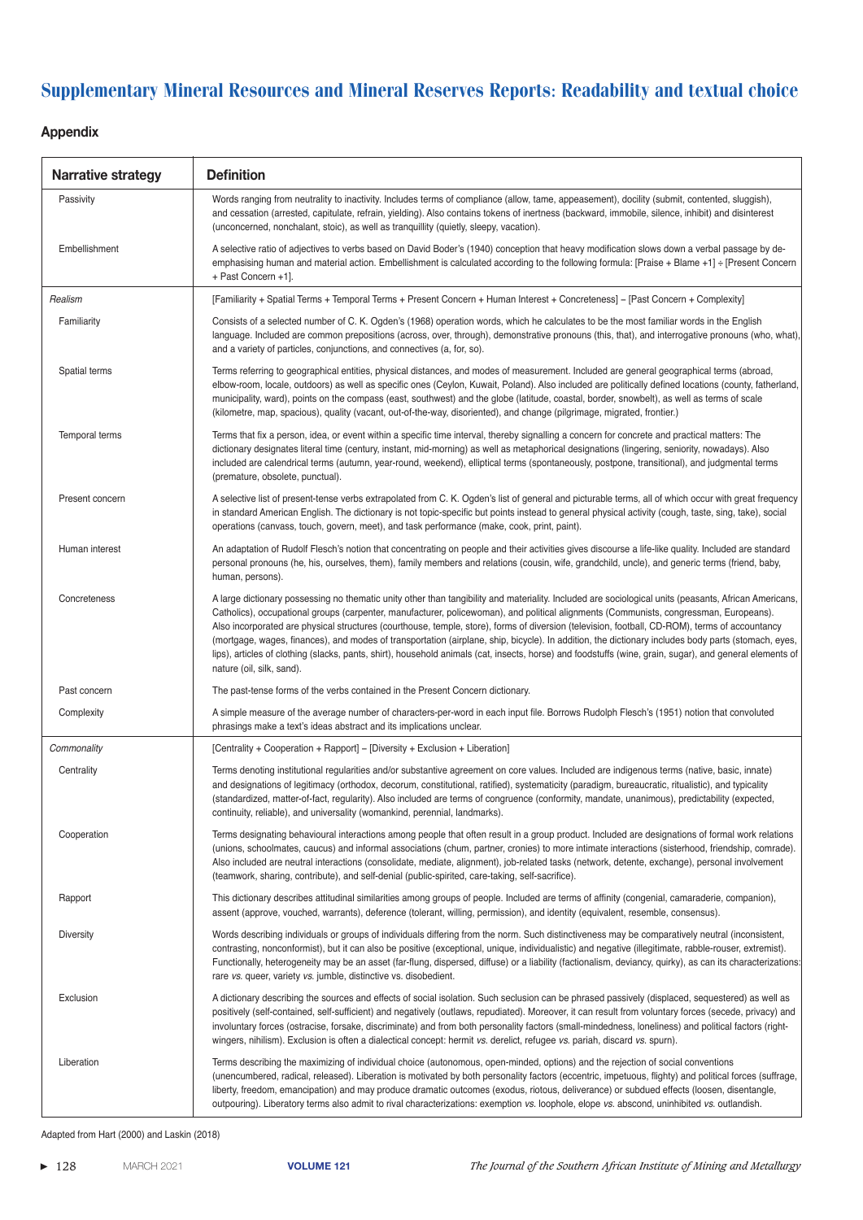# Supplementary Mineral Resources and Mineral Reserves Reports: Readability and textual choice

## Appendix

| Narrative strategy | Definition |
|---|---|
| Passivity | Words ranging from neutrality to inactivity. Includes terms of compliance (allow, tame, appeasement), docility (submit, contented, sluggish), and cessation (arrested, capitulate, refrain, yielding). Also contains tokens of inertness (backward, immobile, silence, inhibit) and disinterest (unconcerned, nonchalant, stoic), as well as tranquillity (quietly, sleepy, vacation). |
| Embellishment | A selective ratio of adjectives to verbs based on David Boder's (1940) conception that heavy modification slows down a verbal passage by de-emphasising human and material action. Embellishment is calculated according to the following formula: [Praise + Blame +1] ÷ [Present Concern + Past Concern +1]. |
| *Realism* | [Familiarity + Spatial Terms + Temporal Terms + Present Concern + Human Interest + Concreteness] – [Past Concern + Complexity] |
| Familiarity | Consists of a selected number of C. K. Ogden's (1968) operation words, which he calculates to be the most familiar words in the English language. Included are common prepositions (across, over, through), demonstrative pronouns (this, that), and interrogative pronouns (who, what), and a variety of particles, conjunctions, and connectives (a, for, so). |
| Spatial terms | Terms referring to geographical entities, physical distances, and modes of measurement. Included are general geographical terms (abroad, elbow-room, locale, outdoors) as well as specific ones (Ceylon, Kuwait, Poland). Also included are politically defined locations (county, fatherland, municipality, ward), points on the compass (east, southwest) and the globe (latitude, coastal, border, snowbelt), as well as terms of scale (kilometre, map, spacious), quality (vacant, out-of-the-way, disoriented), and change (pilgrimage, migrated, frontier.) |
| Temporal terms | Terms that fix a person, idea, or event within a specific time interval, thereby signalling a concern for concrete and practical matters: The dictionary designates literal time (century, instant, mid-morning) as well as metaphorical designations (lingering, seniority, nowadays). Also included are calendrical terms (autumn, year-round, weekend), elliptical terms (spontaneously, postpone, transitional), and judgmental terms (premature, obsolete, punctual). |
| Present concern | A selective list of present-tense verbs extrapolated from C. K. Ogden's list of general and picturable terms, all of which occur with great frequency in standard American English. The dictionary is not topic-specific but points instead to general physical activity (cough, taste, sing, take), social operations (canvass, touch, govern, meet), and task performance (make, cook, print, paint). |
| Human interest | An adaptation of Rudolf Flesch's notion that concentrating on people and their activities gives discourse a life-like quality. Included are standard personal pronouns (he, his, ourselves, them), family members and relations (cousin, wife, grandchild, uncle), and generic terms (friend, baby, human, persons). |
| Concreteness | A large dictionary possessing no thematic unity other than tangibility and materiality. Included are sociological units (peasants, African Americans, Catholics), occupational groups (carpenter, manufacturer, policewoman), and political alignments (Communists, congressman, Europeans). Also incorporated are physical structures (courthouse, temple, store), forms of diversion (television, football, CD-ROM), terms of accountancy (mortgage, wages, finances), and modes of transportation (airplane, ship, bicycle). In addition, the dictionary includes body parts (stomach, eyes, lips), articles of clothing (slacks, pants, shirt), household animals (cat, insects, horse) and foodstuffs (wine, grain, sugar), and general elements of nature (oil, silk, sand). |
| Past concern | The past-tense forms of the verbs contained in the Present Concern dictionary. |
| Complexity | A simple measure of the average number of characters-per-word in each input file. Borrows Rudolph Flesch's (1951) notion that convoluted phrasings make a text's ideas abstract and its implications unclear. |
| *Commonality* | [Centrality + Cooperation + Rapport] – [Diversity + Exclusion + Liberation] |
| Centrality | Terms denoting institutional regularities and/or substantive agreement on core values. Included are indigenous terms (native, basic, innate) and designations of legitimacy (orthodox, decorum, constitutional, ratified), systematicity (paradigm, bureaucratic, ritualistic), and typicality (standardized, matter-of-fact, regularity). Also included are terms of congruence (conformity, mandate, unanimous), predictability (expected, continuity, reliable), and universality (womankind, perennial, landmarks). |
| Cooperation | Terms designating behavioural interactions among people that often result in a group product. Included are designations of formal work relations (unions, schoolmates, caucus) and informal associations (chum, partner, cronies) to more intimate interactions (sisterhood, friendship, comrade). Also included are neutral interactions (consolidate, mediate, alignment), job-related tasks (network, detente, exchange), personal involvement (teamwork, sharing, contribute), and self-denial (public-spirited, care-taking, self-sacrifice). |
| Rapport | This dictionary describes attitudinal similarities among groups of people. Included are terms of affinity (congenial, camaraderie, companion), assent (approve, vouched, warrants), deference (tolerant, willing, permission), and identity (equivalent, resemble, consensus). |
| Diversity | Words describing individuals or groups of individuals differing from the norm. Such distinctiveness may be comparatively neutral (inconsistent, contrasting, nonconformist), but it can also be positive (exceptional, unique, individualistic) and negative (illegitimate, rabble-rouser, extremist). Functionally, heterogeneity may be an asset (far-flung, dispersed, diffuse) or a liability (factionalism, deviancy, quirky), as can its characterizations: rare *vs.* queer, variety *vs.* jumble, distinctive vs. disobedient. |
| Exclusion | A dictionary describing the sources and effects of social isolation. Such seclusion can be phrased passively (displaced, sequestered) as well as positively (self-contained, self-sufficient) and negatively (outlaws, repudiated). Moreover, it can result from voluntary forces (secede, privacy) and involuntary forces (ostracise, forsake, discriminate) and from both personality factors (small-mindedness, loneliness) and political factors (right-wingers, nihilism). Exclusion is often a dialectical concept: hermit *vs.* derelict, refugee *vs.* pariah, discard *vs.* spurn). |
| Liberation | Terms describing the maximizing of individual choice (autonomous, open-minded, options) and the rejection of social conventions (unencumbered, radical, released). Liberation is motivated by both personality factors (eccentric, impetuous, flighty) and political forces (suffrage, liberty, freedom, emancipation) and may produce dramatic outcomes (exodus, riotous, deliverance) or subdued effects (loosen, disentangle, outpouring). Liberatory terms also admit to rival characterizations: exemption *vs.* loophole, elope *vs.* abscond, uninhibited *vs.* outlandish. |

Adapted from Hart (2000) and Laskin (2018)